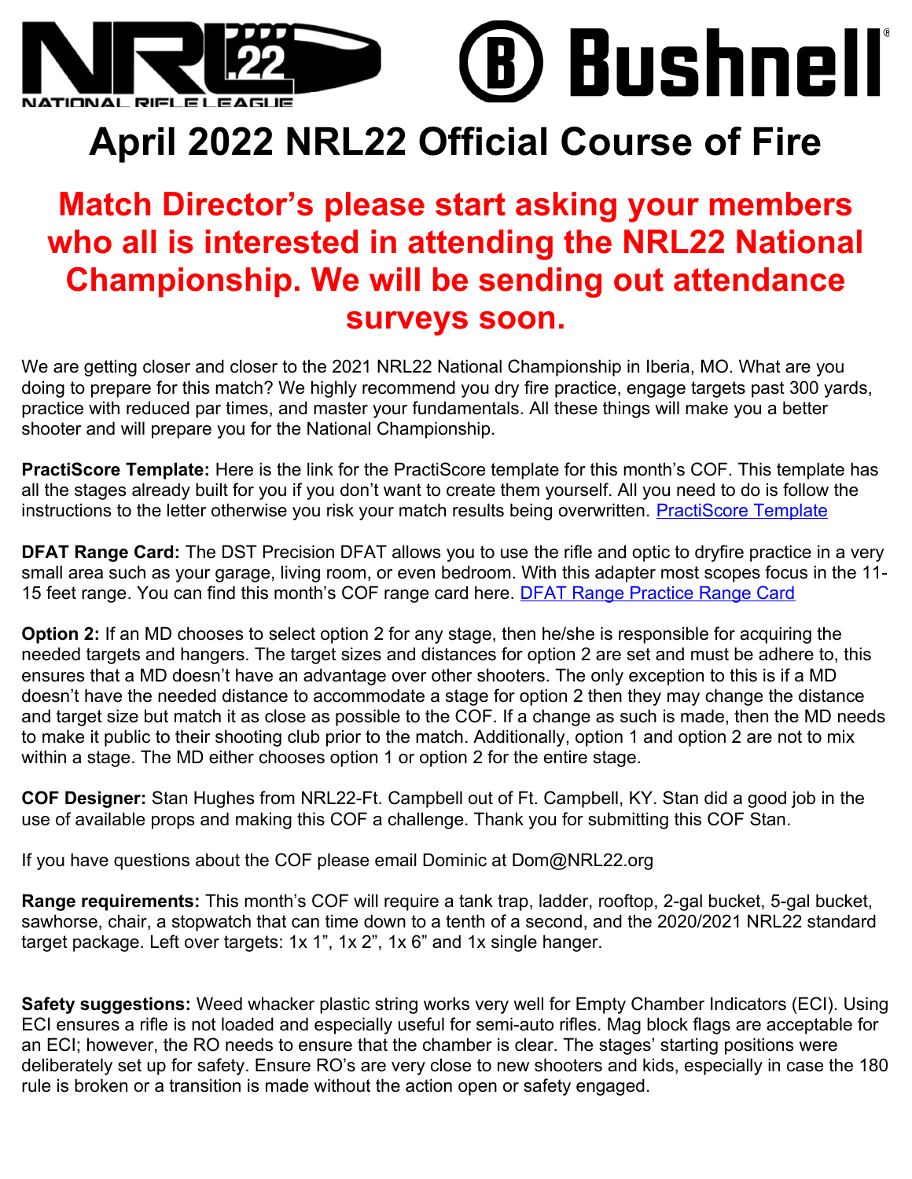# April 2022 NRL22 Official Course of Fire

## Match Director's please start asking your members who all is interested in attending the NRL22 National Championship. We will be sending out attendance surveys soon.

We are getting closer and closer to the 2021 NRL22 National Championship in Iberia, MO. What are you doing to prepare for this match? We highly recommend you dry fire practice, engage targets past 300 yards, practice with reduced par times, and master your fundamentals. All these things will make you a better shooter and will prepare you for the National Championship.

**PractiScore Template:** Here is the link for the PractiScore template for this month's COF. This template has all the stages already built for you if you don't want to create them yourself. All you need to do is follow the instructions to the letter otherwise you risk your match results being overwritten. PractiScore Template

**DFAT Range Card:** The DST Precision DFAT allows you to use the rifle and optic to dryfire practice in a very small area such as your garage, living room, or even bedroom. With this adapter most scopes focus in the 11-15 feet range. You can find this month's COF range card here. DFAT Range Practice Range Card

**Option 2:** If an MD chooses to select option 2 for any stage, then he/she is responsible for acquiring the needed targets and hangers. The target sizes and distances for option 2 are set and must be adhere to, this ensures that a MD doesn't have an advantage over other shooters. The only exception to this is if a MD doesn't have the needed distance to accommodate a stage for option 2 then they may change the distance and target size but match it as close as possible to the COF. If a change as such is made, then the MD needs to make it public to their shooting club prior to the match. Additionally, option 1 and option 2 are not to mix within a stage. The MD either chooses option 1 or option 2 for the entire stage.

**COF Designer:** Stan Hughes from NRL22-Ft. Campbell out of Ft. Campbell, KY. Stan did a good job in the use of available props and making this COF a challenge. Thank you for submitting this COF Stan.

If you have questions about the COF please email Dominic at Dom@NRL22.org

**Range requirements:** This month's COF will require a tank trap, ladder, rooftop, 2-gal bucket, 5-gal bucket, sawhorse, chair, a stopwatch that can time down to a tenth of a second, and the 2020/2021 NRL22 standard target package. Left over targets: 1x 1", 1x 2", 1x 6" and 1x single hanger.

**Safety suggestions:** Weed whacker plastic string works very well for Empty Chamber Indicators (ECI). Using ECI ensures a rifle is not loaded and especially useful for semi-auto rifles. Mag block flags are acceptable for an ECI; however, the RO needs to ensure that the chamber is clear. The stages' starting positions were deliberately set up for safety. Ensure RO's are very close to new shooters and kids, especially in case the 180 rule is broken or a transition is made without the action open or safety engaged.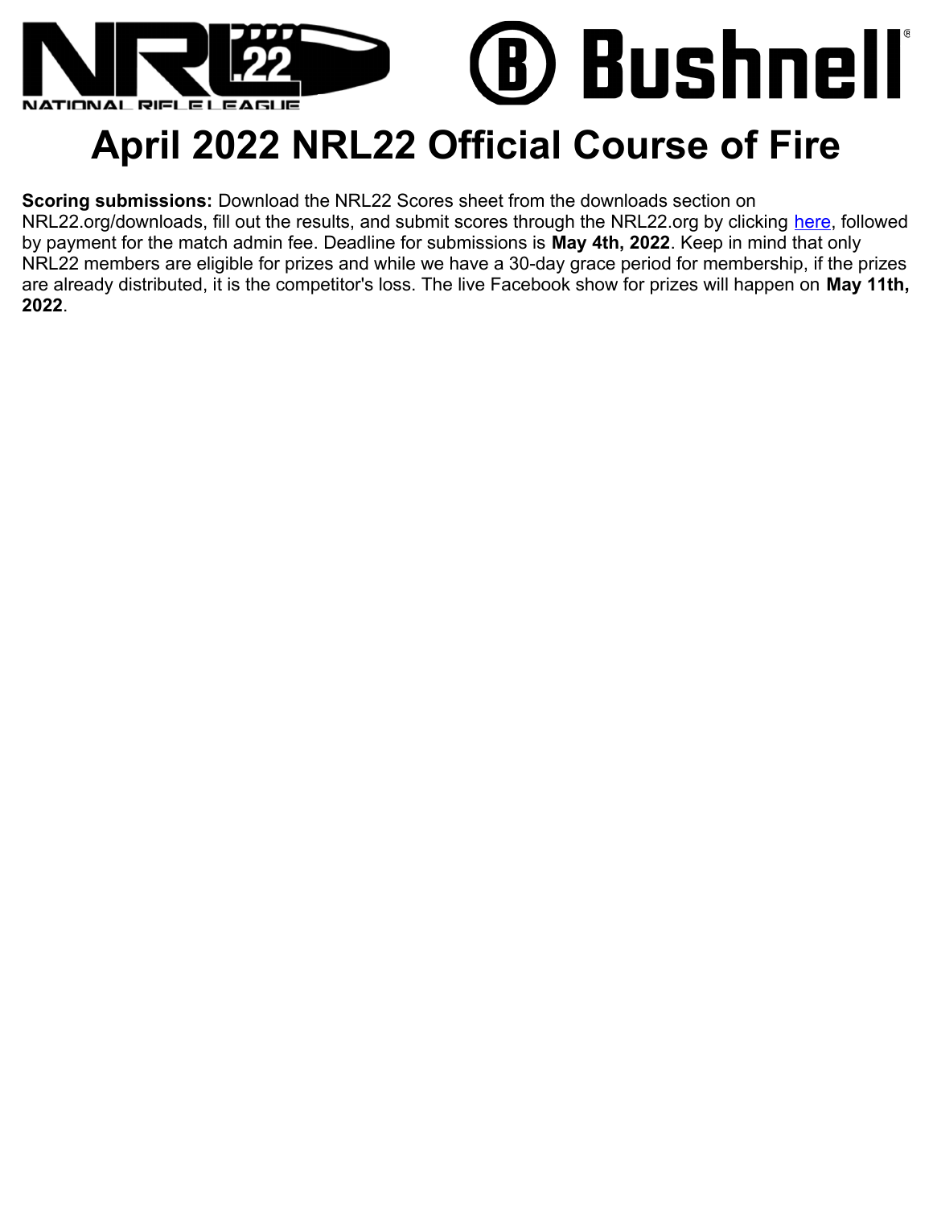# April 2022 NRL22 Official Course of Fire

**Scoring submissions:** Download the NRL22 Scores sheet from the downloads section on NRL22.org/downloads, fill out the results, and submit scores through the NRL22.org by clicking here, followed by payment for the match admin fee. Deadline for submissions is **May 4th, 2022**. Keep in mind that only NRL22 members are eligible for prizes and while we have a 30-day grace period for membership, if the prizes are already distributed, it is the competitor's loss. The live Facebook show for prizes will happen on **May 11th, 2022**.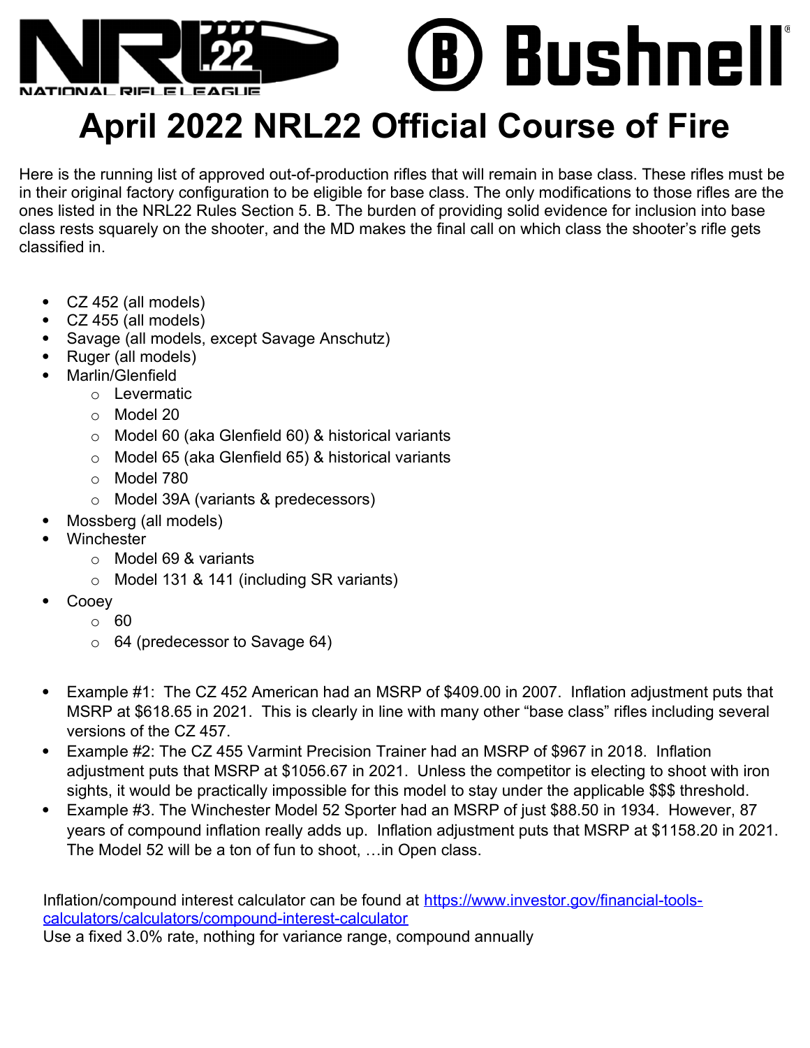# April 2022 NRL22 Official Course of Fire

Here is the running list of approved out-of-production rifles that will remain in base class. These rifles must be in their original factory configuration to be eligible for base class. The only modifications to those rifles are the ones listed in the NRL22 Rules Section 5. B. The burden of providing solid evidence for inclusion into base class rests squarely on the shooter, and the MD makes the final call on which class the shooter's rifle gets classified in.

- CZ 452 (all models)
- CZ 455 (all models)
- Savage (all models, except Savage Anschutz)
- Ruger (all models)
- Marlin/Glenfield
  - Levermatic
  - Model 20
  - Model 60 (aka Glenfield 60) & historical variants
  - Model 65 (aka Glenfield 65) & historical variants
  - Model 780
  - Model 39A (variants & predecessors)
- Mossberg (all models)
- Winchester
  - Model 69 & variants
  - Model 131 & 141 (including SR variants)
- Cooey
  - 60
  - 64 (predecessor to Savage 64)

- Example #1: The CZ 452 American had an MSRP of $409.00 in 2007. Inflation adjustment puts that MSRP at $618.65 in 2021. This is clearly in line with many other "base class" rifles including several versions of the CZ 457.
- Example #2: The CZ 455 Varmint Precision Trainer had an MSRP of $967 in 2018. Inflation adjustment puts that MSRP at $1056.67 in 2021. Unless the competitor is electing to shoot with iron sights, it would be practically impossible for this model to stay under the applicable $$$ threshold.
- Example #3. The Winchester Model 52 Sporter had an MSRP of just $88.50 in 1934. However, 87 years of compound inflation really adds up. Inflation adjustment puts that MSRP at $1158.20 in 2021. The Model 52 will be a ton of fun to shoot, …in Open class.

Inflation/compound interest calculator can be found at [https://www.investor.gov/financial-tools-calculators/calculators/compound-interest-calculator](https://www.investor.gov/financial-tools-calculators/calculators/compound-interest-calculator)
Use a fixed 3.0% rate, nothing for variance range, compound annually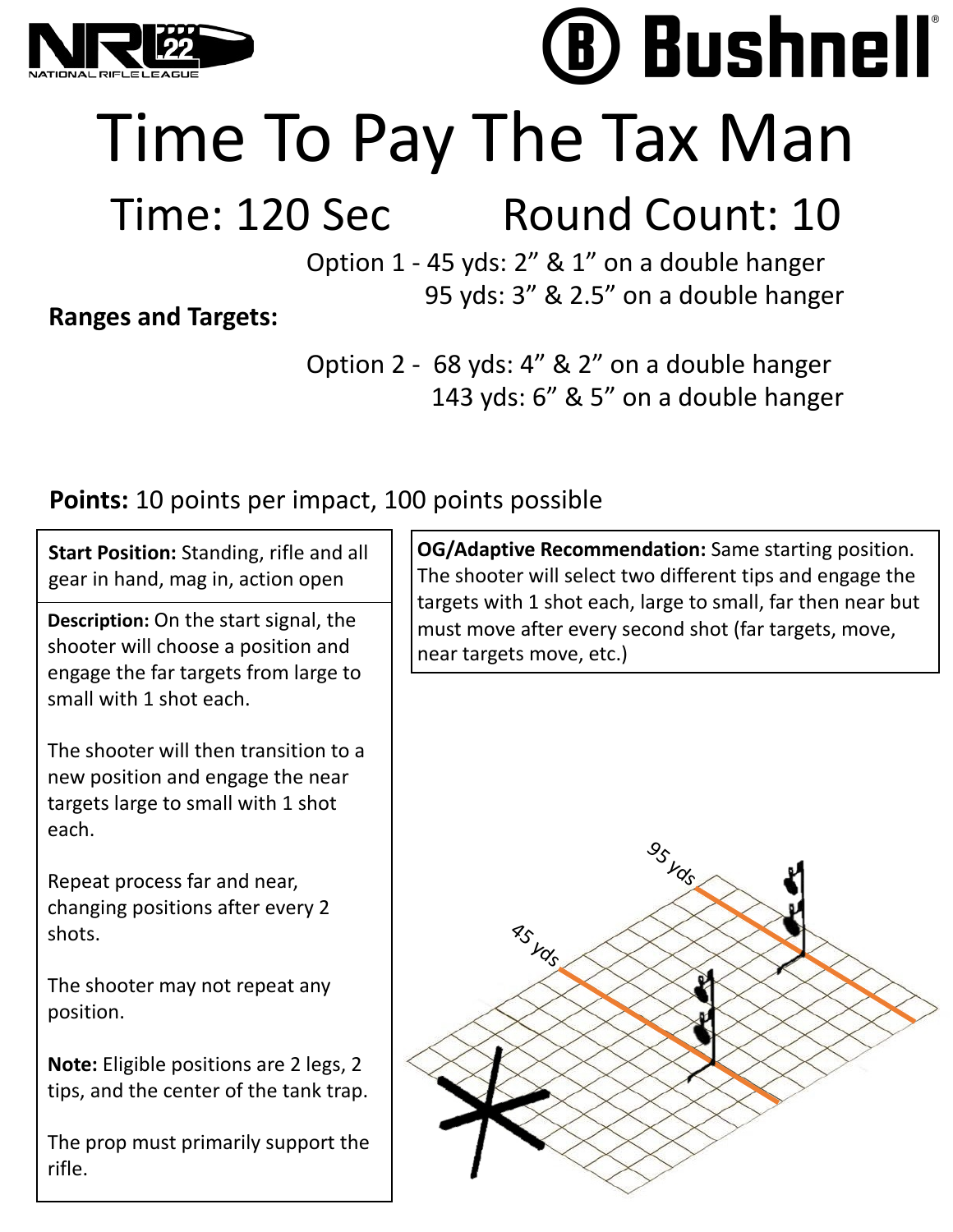NRL22 NATIONAL RIFLE LEAGUE

Bushnell

# Time To Pay The Tax Man

## Time: 120 Sec   Round Count: 10

**Ranges and Targets:**

Option 1 - 45 yds: 2" & 1" on a double hanger
95 yds: 3" & 2.5" on a double hanger

Option 2 - 68 yds: 4" & 2" on a double hanger
143 yds: 6" & 5" on a double hanger

**Points:** 10 points per impact, 100 points possible

**Start Position:** Standing, rifle and all gear in hand, mag in, action open

**Description:** On the start signal, the shooter will choose a position and engage the far targets from large to small with 1 shot each.

The shooter will then transition to a new position and engage the near targets large to small with 1 shot each.

Repeat process far and near, changing positions after every 2 shots.

The shooter may not repeat any position.

**Note:** Eligible positions are 2 legs, 2 tips, and the center of the tank trap.

The prop must primarily support the rifle.

**OG/Adaptive Recommendation:** Same starting position. The shooter will select two different tips and engage the targets with 1 shot each, large to small, far then near but must move after every second shot (far targets, move, near targets move, etc.)

95 yds

45 yds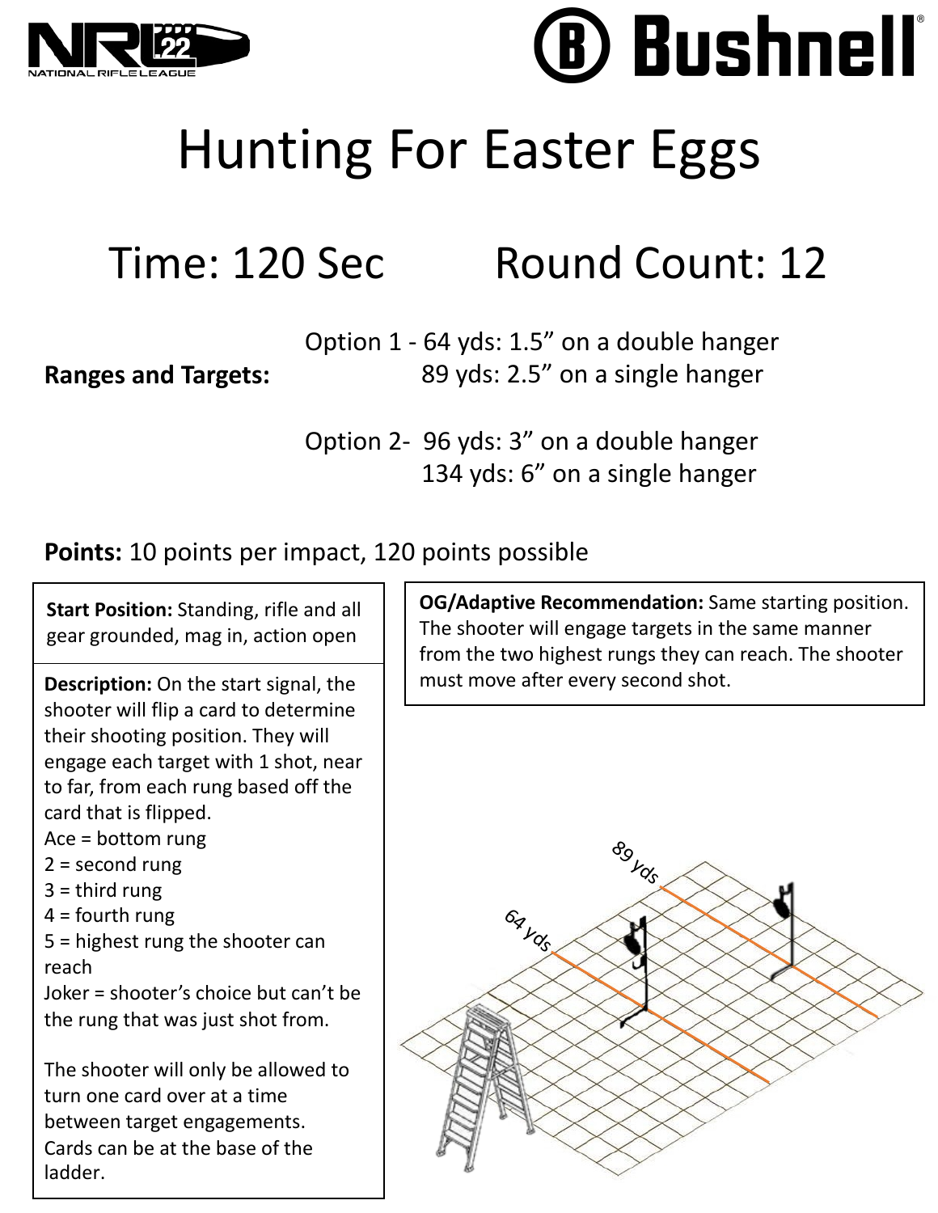# Hunting For Easter Eggs

## Time: 120 Sec    Round Count: 12

**Ranges and Targets:**

Option 1 - 64 yds: 1.5” on a double hanger
89 yds: 2.5” on a single hanger

Option 2- 96 yds: 3” on a double hanger
134 yds: 6” on a single hanger

**Points:** 10 points per impact, 120 points possible

**Start Position:** Standing, rifle and all gear grounded, mag in, action open

**Description:** On the start signal, the shooter will flip a card to determine their shooting position. They will engage each target with 1 shot, near to far, from each rung based off the card that is flipped.

Ace = bottom rung
2 = second rung
3 = third rung
4 = fourth rung
5 = highest rung the shooter can reach
Joker = shooter’s choice but can’t be the rung that was just shot from.

The shooter will only be allowed to turn one card over at a time between target engagements. Cards can be at the base of the ladder.

**OG/Adaptive Recommendation:** Same starting position. The shooter will engage targets in the same manner from the two highest rungs they can reach. The shooter must move after every second shot.

89 yds

64 yds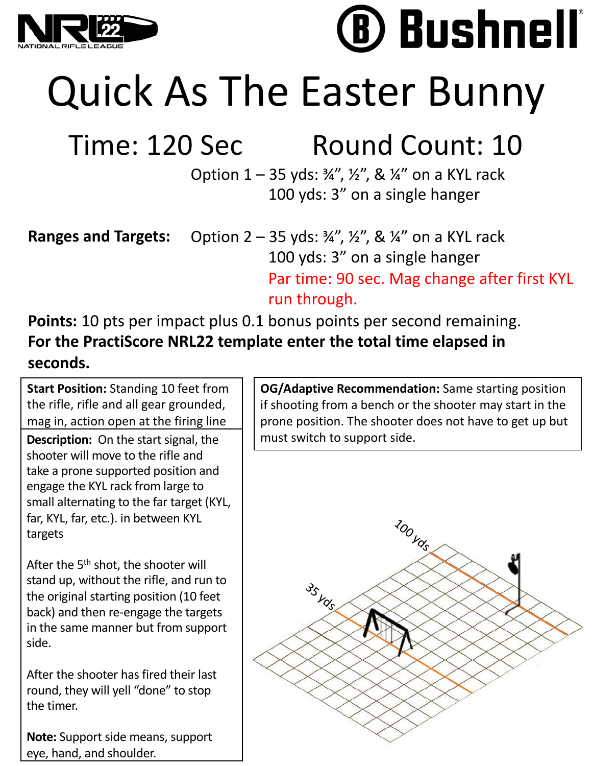# Quick As The Easter Bunny

## Time: 120 Sec Round Count: 10

**Ranges and Targets:**

Option 1 – 35 yds: ¾", ½", & ¼" on a KYL rack
100 yds: 3" on a single hanger

Option 2 – 35 yds: ¾", ½", & ¼" on a KYL rack
100 yds: 3" on a single hanger
Par time: 90 sec. Mag change after first KYL run through.

**Points:** 10 pts per impact plus 0.1 bonus points per second remaining.
**For the PractiScore NRL22 template enter the total time elapsed in seconds.**

**Start Position:** Standing 10 feet from the rifle, rifle and all gear grounded, mag in, action open at the firing line

**Description:** On the start signal, the shooter will move to the rifle and take a prone supported position and engage the KYL rack from large to small alternating to the far target (KYL, far, KYL, far, etc.). in between KYL targets

After the 5th shot, the shooter will stand up, without the rifle, and run to the original starting position (10 feet back) and then re-engage the targets in the same manner but from support side.

After the shooter has fired their last round, they will yell "done" to stop the timer.

**Note:** Support side means, support eye, hand, and shoulder.

**OG/Adaptive Recommendation:** Same starting position if shooting from a bench or the shooter may start in the prone position. The shooter does not have to get up but must switch to support side.

100 yds

35 yds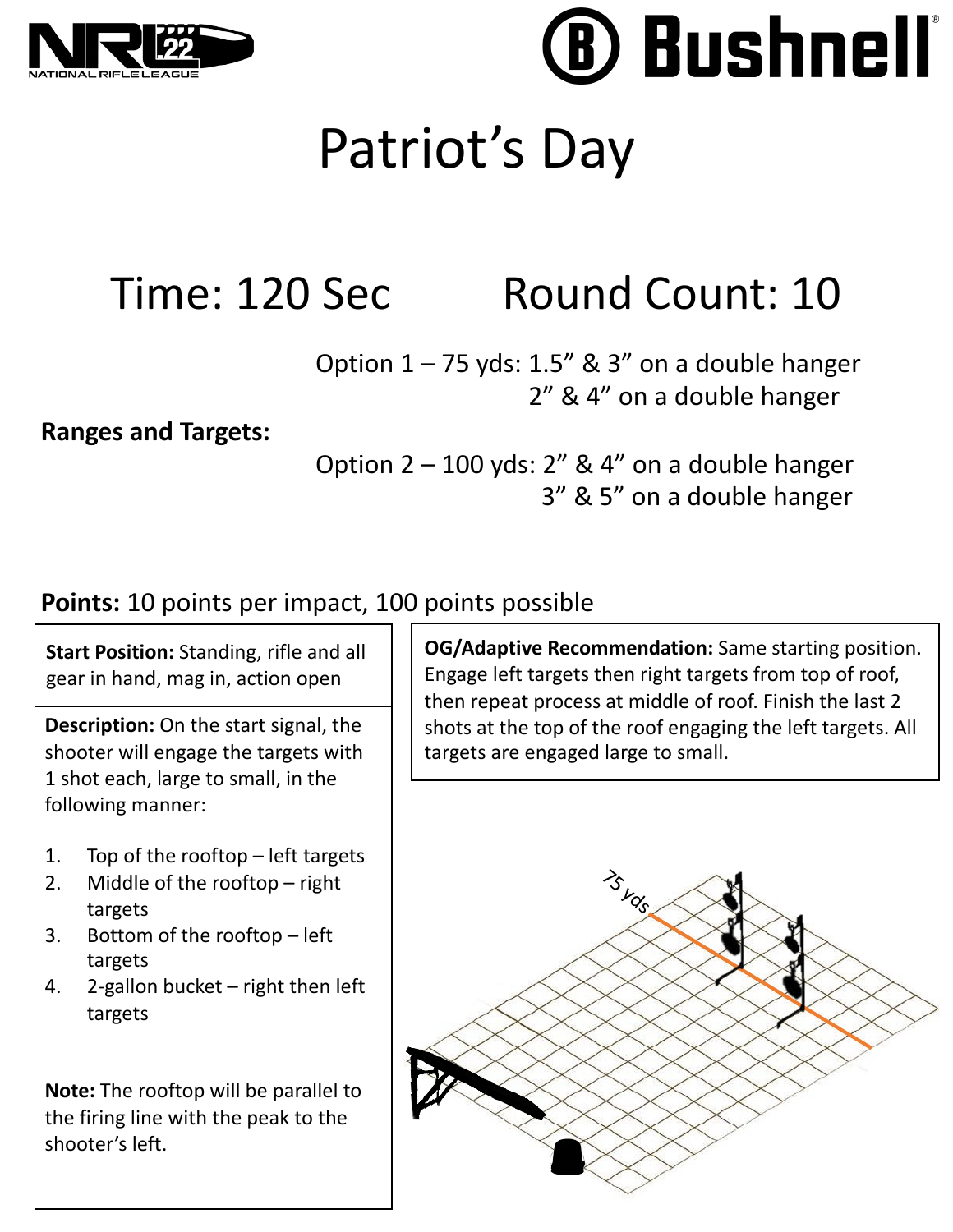# Patriot's Day

## Time: 120 Sec    Round Count: 10

**Ranges and Targets:**

Option 1 – 75 yds: 1.5" & 3" on a double hanger
2" & 4" on a double hanger

Option 2 – 100 yds: 2" & 4" on a double hanger
3" & 5" on a double hanger

**Points:** 10 points per impact, 100 points possible

**Start Position:** Standing, rifle and all gear in hand, mag in, action open

**Description:** On the start signal, the shooter will engage the targets with 1 shot each, large to small, in the following manner:

1. Top of the rooftop – left targets
2. Middle of the rooftop – right targets
3. Bottom of the rooftop – left targets
4. 2-gallon bucket – right then left targets

**Note:** The rooftop will be parallel to the firing line with the peak to the shooter's left.

**OG/Adaptive Recommendation:** Same starting position. Engage left targets then right targets from top of roof, then repeat process at middle of roof. Finish the last 2 shots at the top of the roof engaging the left targets. All targets are engaged large to small.

75 yds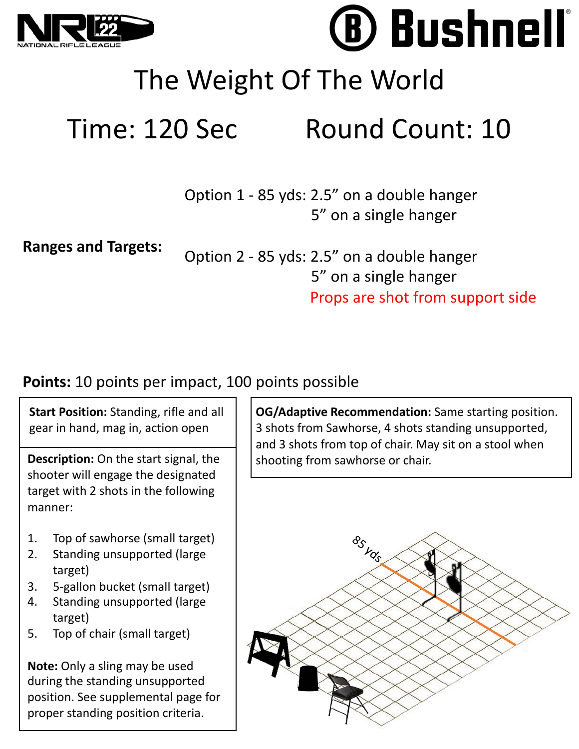# The Weight Of The World

## Time: 120 Sec    Round Count: 10

**Ranges and Targets:**

Option 1 - 85 yds: 2.5” on a double hanger
5” on a single hanger

Option 2 - 85 yds: 2.5” on a double hanger
5” on a single hanger
Props are shot from support side

**Points:** 10 points per impact, 100 points possible

**Start Position:** Standing, rifle and all gear in hand, mag in, action open

**Description:** On the start signal, the shooter will engage the designated target with 2 shots in the following manner:

1. Top of sawhorse (small target)
2. Standing unsupported (large target)
3. 5-gallon bucket (small target)
4. Standing unsupported (large target)
5. Top of chair (small target)

**Note:** Only a sling may be used during the standing unsupported position. See supplemental page for proper standing position criteria.

**OG/Adaptive Recommendation:** Same starting position. 3 shots from Sawhorse, 4 shots standing unsupported, and 3 shots from top of chair. May sit on a stool when shooting from sawhorse or chair.

85 yds